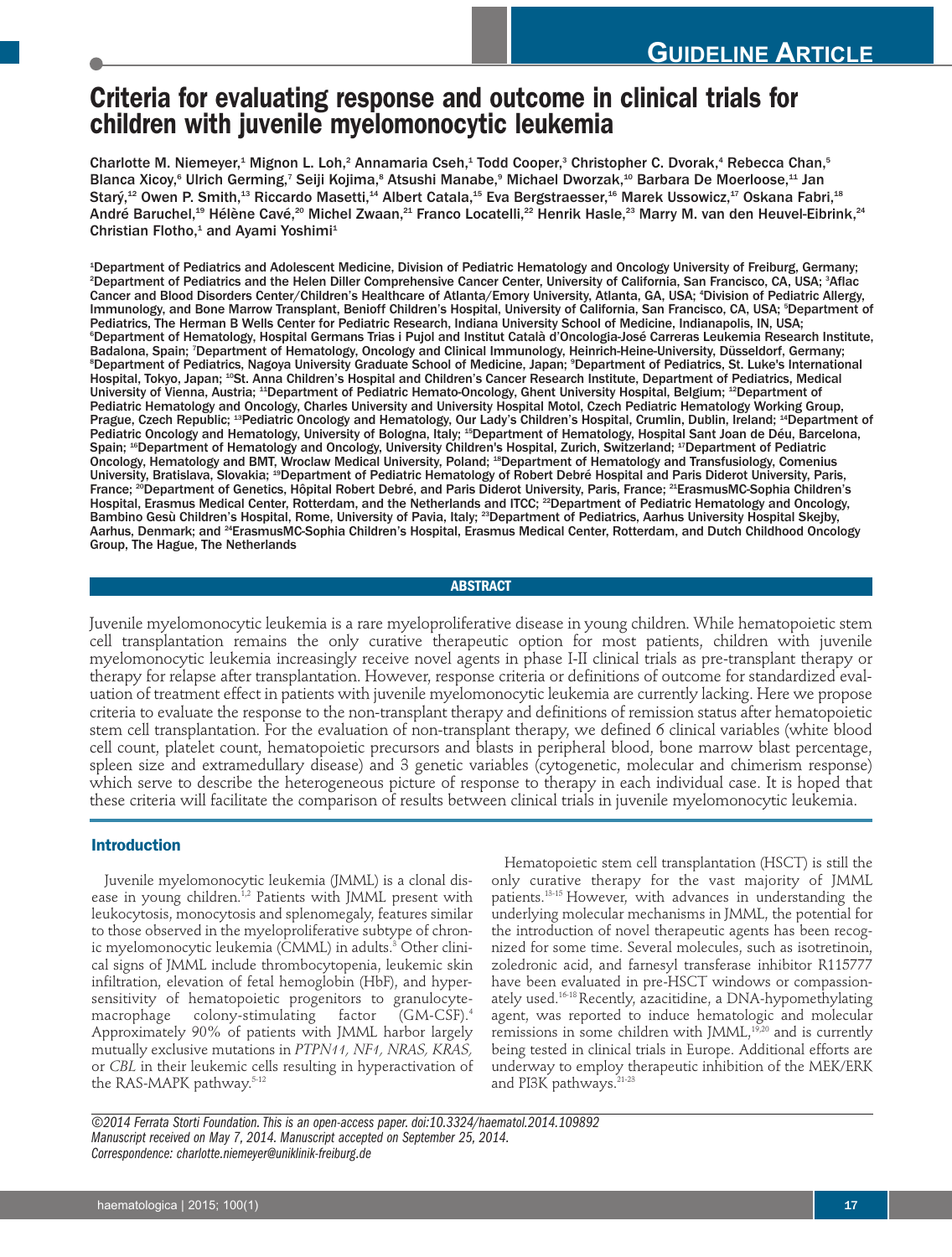GUIDELINE ARTICLE

# Criteria for evaluating response and outcome in clinical trials for children with juvenile myelomonocytic leukemia

Charlotte M. Niemeyer,[1] Mignon L. Loh,[2] Annamaria Cseh,[1] Todd Cooper,[3] Christopher C. Dvorak,[4] Rebecca Chan,[5] Blanca Xicoy,[6] Ulrich Germing,[7] Seiji Kojima,[8] Atsushi Manabe,[9] Michael Dworzak,[10] Barbara De Moerloose,[11] Jan Starý,[12] Owen P. Smith,[13] Riccardo Masetti,[14] Albert Catala,[15] Eva Bergstraesser,[16] Marek Ussowicz,[17] Oskana Fabri,[18] André Baruchel,[19] Hélène Cavé,[20] Michel Zwaan,[21] Franco Locatelli,[22] Henrik Hasle,[23] Marry M. van den Heuvel-Eibrink,[24] Christian Flotho,[1] and Ayami Yoshimi[1]

[1]Department of Pediatrics and Adolescent Medicine, Division of Pediatric Hematology and Oncology University of Freiburg, Germany; [2]Department of Pediatrics and the Helen Diller Comprehensive Cancer Center, University of California, San Francisco, CA, USA; [3]Aflac Cancer and Blood Disorders Center/Children's Healthcare of Atlanta/Emory University, Atlanta, GA, USA; [4]Division of Pediatric Allergy, Immunology, and Bone Marrow Transplant, Benioff Children's Hospital, University of California, San Francisco, CA, USA; [5]Department of Pediatrics, The Herman B Wells Center for Pediatric Research, Indiana University School of Medicine, Indianapolis, IN, USA; [6]Department of Hematology, Hospital Germans Trias i Pujol and Institut Català d'Oncologia-José Carreras Leukemia Research Institute, Badalona, Spain; [7]Department of Hematology, Oncology and Clinical Immunology, Heinrich-Heine-University, Düsseldorf, Germany; [8]Department of Pediatrics, Nagoya University Graduate School of Medicine, Japan; [9]Department of Pediatrics, St. Luke's International Hospital, Tokyo, Japan; [10]St. Anna Children's Hospital and Children's Cancer Research Institute, Department of Pediatrics, Medical University of Vienna, Austria; [11]Department of Pediatric Hemato-Oncology, Ghent University Hospital, Belgium; [12]Department of Pediatric Hematology and Oncology, Charles University and University Hospital Motol, Czech Pediatric Hematology Working Group, Prague, Czech Republic; [13]Pediatric Oncology and Hematology, Our Lady's Children's Hospital, Crumlin, Dublin, Ireland; [14]Department of Pediatric Oncology and Hematology, University of Bologna, Italy; [15]Department of Hematology, Hospital Sant Joan de Déu, Barcelona, Spain; [16]Department of Hematology and Oncology, University Children's Hospital, Zurich, Switzerland; [17]Department of Pediatric Oncology, Hematology and BMT, Wroclaw Medical University, Poland; [18]Department of Hematology and Transfusiology, Comenius University, Bratislava, Slovakia; [19]Department of Pediatric Hematology of Robert Debré Hospital and Paris Diderot University, Paris, France; [20]Department of Genetics, Hôpital Robert Debré, and Paris Diderot University, Paris, France; [21]ErasmusMC-Sophia Children's Hospital, Erasmus Medical Center, Rotterdam, and the Netherlands and ITCC; [22]Department of Pediatric Hematology and Oncology, Bambino Gesù Children's Hospital, Rome, University of Pavia, Italy; [23]Department of Pediatrics, Aarhus University Hospital Skejby, Aarhus, Denmark; and [24]ErasmusMC-Sophia Children's Hospital, Erasmus Medical Center, Rotterdam, and Dutch Childhood Oncology Group, The Hague, The Netherlands

## ABSTRACT

Juvenile myelomonocytic leukemia is a rare myeloproliferative disease in young children. While hematopoietic stem cell transplantation remains the only curative therapeutic option for most patients, children with juvenile myelomonocytic leukemia increasingly receive novel agents in phase I-II clinical trials as pre-transplant therapy or therapy for relapse after transplantation. However, response criteria or definitions of outcome for standardized evaluation of treatment effect in patients with juvenile myelomonocytic leukemia are currently lacking. Here we propose criteria to evaluate the response to the non-transplant therapy and definitions of remission status after hematopoietic stem cell transplantation. For the evaluation of non-transplant therapy, we defined 6 clinical variables (white blood cell count, platelet count, hematopoietic precursors and blasts in peripheral blood, bone marrow blast percentage, spleen size and extramedullary disease) and 3 genetic variables (cytogenetic, molecular and chimerism response) which serve to describe the heterogeneous picture of response to therapy in each individual case. It is hoped that these criteria will facilitate the comparison of results between clinical trials in juvenile myelomonocytic leukemia.

## Introduction

Juvenile myelomonocytic leukemia (JMML) is a clonal disease in young children.[1,2] Patients with JMML present with leukocytosis, monocytosis and splenomegaly, features similar to those observed in the myeloproliferative subtype of chronic myelomonocytic leukemia (CMML) in adults.[3] Other clinical signs of JMML include thrombocytopenia, leukemic skin infiltration, elevation of fetal hemoglobin (HbF), and hypersensitivity of hematopoietic progenitors to granulocyte-macrophage colony-stimulating factor (GM-CSF).[4] Approximately 90% of patients with JMML harbor largely mutually exclusive mutations in *PTPN11, NF1, NRAS, KRAS,* or *CBL* in their leukemic cells resulting in hyperactivation of the RAS-MAPK pathway.[5-12]

Hematopoietic stem cell transplantation (HSCT) is still the only curative therapy for the vast majority of JMML patients.[13-15] However, with advances in understanding the underlying molecular mechanisms in JMML, the potential for the introduction of novel therapeutic agents has been recognized for some time. Several molecules, such as isotretinoin, zoledronic acid, and farnesyl transferase inhibitor R115777 have been evaluated in pre-HSCT windows or compassionately used.[16-18] Recently, azacitidine, a DNA-hypomethylating agent, was reported to induce hematologic and molecular remissions in some children with JMML,[19,20] and is currently being tested in clinical trials in Europe. Additional efforts are underway to employ therapeutic inhibition of the MEK/ERK and PI3K pathways.[21-23]

*©2014 Ferrata Storti Foundation. This is an open-access paper. doi:10.3324/haematol.2014.109892*
*Manuscript received on May 7, 2014. Manuscript accepted on September 25, 2014.*
*Correspondence: charlotte.niemeyer@uniklinik-freiburg.de*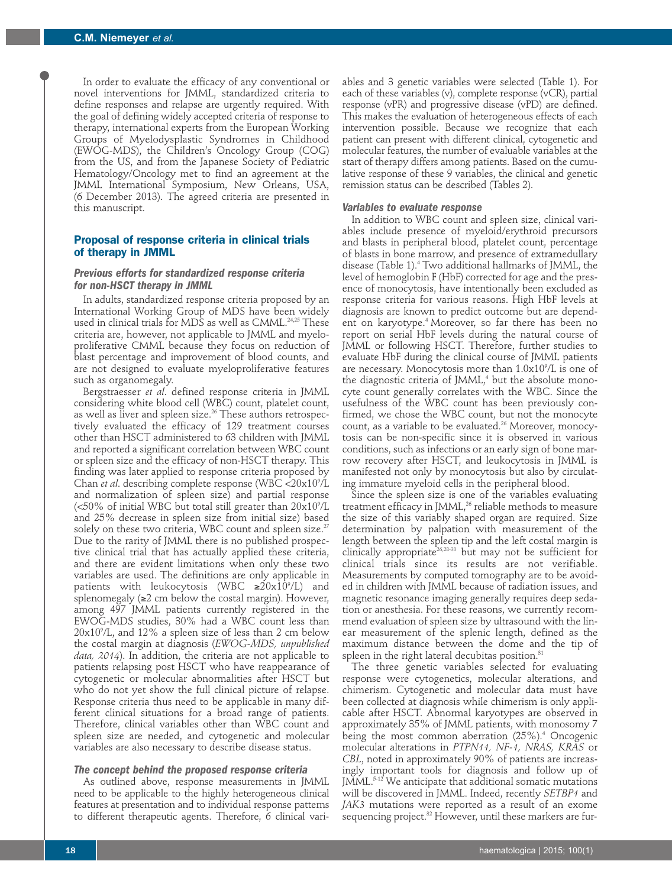In order to evaluate the efficacy of any conventional or novel interventions for JMML, standardized criteria to define responses and relapse are urgently required. With the goal of defining widely accepted criteria of response to therapy, international experts from the European Working Groups of Myelodysplastic Syndromes in Childhood (EWOG-MDS), the Children's Oncology Group (COG) from the US, and from the Japanese Society of Pediatric Hematology/Oncology met to find an agreement at the JMML International Symposium, New Orleans, USA, (6 December 2013). The agreed criteria are presented in this manuscript.

## Proposal of response criteria in clinical trials of therapy in JMML

### *Previous efforts for standardized response criteria for non-HSCT therapy in JMML*

In adults, standardized response criteria proposed by an International Working Group of MDS have been widely used in clinical trials for MDS as well as CMML.[24,25] These criteria are, however, not applicable to JMML and myeloproliferative CMML because they focus on reduction of blast percentage and improvement of blood counts, and are not designed to evaluate myeloproliferative features such as organomegaly.

Bergstraesser *et al*. defined response criteria in JMML considering white blood cell (WBC) count, platelet count, as well as liver and spleen size.[26] These authors retrospectively evaluated the efficacy of 129 treatment courses other than HSCT administered to 63 children with JMML and reported a significant correlation between WBC count or spleen size and the efficacy of non-HSCT therapy. This finding was later applied to response criteria proposed by Chan *et al*. describing complete response (WBC $<20\times10^9$/L and normalization of spleen size) and partial response ($<50\%$ of initial WBC but total still greater than $20\times10^9$/L and 25% decrease in spleen size from initial size) based solely on these two criteria, WBC count and spleen size.[27] Due to the rarity of JMML there is no published prospective clinical trial that has actually applied these criteria, and there are evident limitations when only these two variables are used. The definitions are only applicable in patients with leukocytosis (WBC $\geq20\times10^9$/L) and splenomegaly ($\geq$2 cm below the costal margin). However, among 497 JMML patients currently registered in the EWOG-MDS studies, 30% had a WBC count less than $20\times10^9$/L, and 12% a spleen size of less than 2 cm below the costal margin at diagnosis (*EWOG-MDS, unpublished data, 2014*). In addition, the criteria are not applicable to patients relapsing post HSCT who have reappearance of cytogenetic or molecular abnormalities after HSCT but who do not yet show the full clinical picture of relapse. Response criteria thus need to be applicable in many different clinical situations for a broad range of patients. Therefore, clinical variables other than WBC count and spleen size are needed, and cytogenetic and molecular variables are also necessary to describe disease status.

### *The concept behind the proposed response criteria*

As outlined above, response measurements in JMML need to be applicable to the highly heterogeneous clinical features at presentation and to individual response patterns to different therapeutic agents. Therefore, 6 clinical variables and 3 genetic variables were selected (Table 1). For each of these variables (v), complete response (vCR), partial response (vPR) and progressive disease (vPD) are defined. This makes the evaluation of heterogeneous effects of each intervention possible. Because we recognize that each patient can present with different clinical, cytogenetic and molecular features, the number of evaluable variables at the start of therapy differs among patients. Based on the cumulative response of these 9 variables, the clinical and genetic remission status can be described (Tables 2).

### *Variables to evaluate response*

In addition to WBC count and spleen size, clinical variables include presence of myeloid/erythroid precursors and blasts in peripheral blood, platelet count, percentage of blasts in bone marrow, and presence of extramedullary disease (Table 1).[4] Two additional hallmarks of JMML, the level of hemoglobin F (HbF) corrected for age and the presence of monocytosis, have intentionally been excluded as response criteria for various reasons. High HbF levels at diagnosis are known to predict outcome but are dependent on karyotype.[4] Moreover, so far there has been no report on serial HbF levels during the natural course of JMML or following HSCT. Therefore, further studies to evaluate HbF during the clinical course of JMML patients are necessary. Monocytosis more than $1.0\times10^9$/L is one of the diagnostic criteria of JMML,[4] but the absolute monocyte count generally correlates with the WBC. Since the usefulness of the WBC count has been previously confirmed, we chose the WBC count, but not the monocyte count, as a variable to be evaluated.[26] Moreover, monocytosis can be non-specific since it is observed in various conditions, such as infections or an early sign of bone marrow recovery after HSCT, and leukocytosis in JMML is manifested not only by monocytosis but also by circulating immature myeloid cells in the peripheral blood.

Since the spleen size is one of the variables evaluating treatment efficacy in JMML,[26] reliable methods to measure the size of this variably shaped organ are required. Size determination by palpation with measurement of the length between the spleen tip and the left costal margin is clinically appropriate[26,28-30] but may not be sufficient for clinical trials since its results are not verifiable. Measurements by computed tomography are to be avoided in children with JMML because of radiation issues, and magnetic resonance imaging generally requires deep sedation or anesthesia. For these reasons, we currently recommend evaluation of spleen size by ultrasound with the linear measurement of the splenic length, defined as the maximum distance between the dome and the tip of spleen in the right lateral decubitas position.[31]

The three genetic variables selected for evaluating response were cytogenetics, molecular alterations, and chimerism. Cytogenetic and molecular data must have been collected at diagnosis while chimerism is only applicable after HSCT. Abnormal karyotypes are observed in approximately 35% of JMML patients, with monosomy 7 being the most common aberration (25%).[4] Oncogenic molecular alterations in *PTPN11, NF-1, NRAS, KRAS* or *CBL*, noted in approximately 90% of patients are increasingly important tools for diagnosis and follow up of JMML.[5-12] We anticipate that additional somatic mutations will be discovered in JMML. Indeed, recently *SETBP1* and *JAK3* mutations were reported as a result of an exome sequencing project.[32] However, until these markers are fur-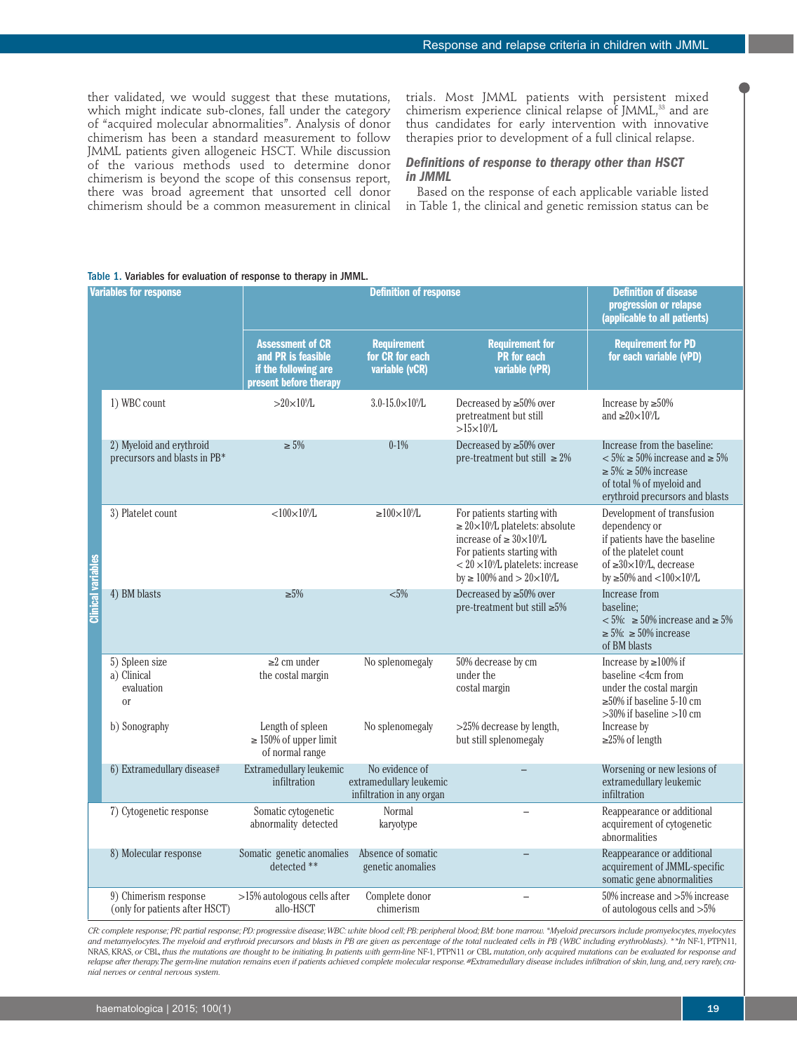ther validated, we would suggest that these mutations, which might indicate sub-clones, fall under the category of "acquired molecular abnormalities". Analysis of donor chimerism has been a standard measurement to follow JMML patients given allogeneic HSCT. While discussion of the various methods used to determine donor chimerism is beyond the scope of this consensus report, there was broad agreement that unsorted cell donor chimerism should be a common measurement in clinical trials. Most JMML patients with persistent mixed chimerism experience clinical relapse of JMML,[33] and are thus candidates for early intervention with innovative therapies prior to development of a full clinical relapse.

### *Definitions of response to therapy other than HSCT in JMML*

Based on the response of each applicable variable listed in Table 1, the clinical and genetic remission status can be

Table 1. Variables for evaluation of response to therapy in JMML.

| | Variables for response | Definition of response | | | Definition of disease progression or relapse (applicable to all patients) |
|---|---|---|---|---|---|
| | | Assessment of CR and PR is feasible if the following are present before therapy | Requirement for CR for each variable (vCR) | Requirement for PR for each variable (vPR) | Requirement for PD for each variable (vPD) |
| Clinical variables | 1) WBC count | $>20\times10^9$/L | 3.0-15.0$\times10^9$/L | Decreased by ≥50% over pretreatment but still $>15\times10^9$/L | Increase by ≥50% and ≥$20\times10^9$/L |
| Clinical variables | 2) Myeloid and erythroid precursors and blasts in PB* | ≥ 5% | 0-1% | Decreased by ≥50% over pre-treatment but still ≥ 2% | Increase from the baseline: < 5%: ≥ 50% increase and ≥ 5%; ≥ 5%: ≥ 50% increase of total % of myeloid and erythroid precursors and blasts |
| Clinical variables | 3) Platelet count | $<100\times10^9$/L | ≥$100\times10^9$/L | For patients starting with ≥ $20\times10^9$/L platelets: absolute increase of ≥ $30\times10^9$/L. For patients starting with < $20\times10^9$/L platelets: increase by ≥ 100% and > $20\times10^9$/L | Development of transfusion dependency or if patients have the baseline of the platelet count of ≥$30\times10^9$/L, decrease by ≥50% and <$100\times10^9$/L |
| Clinical variables | 4) BM blasts | ≥5% | <5% | Decreased by ≥50% over pre-treatment but still ≥5% | Increase from baseline; < 5%: ≥ 50% increase and ≥ 5%; ≥ 5%: ≥ 50% increase of BM blasts |
| Clinical variables | 5) Spleen size a) Clinical evaluation or | ≥2 cm under the costal margin | No splenomegaly | 50% decrease by cm under the costal margin | Increase by ≥100% if baseline <4cm from under the costal margin; ≥50% if baseline 5-10 cm; >30% if baseline >10 cm |
| Clinical variables | b) Sonography | Length of spleen ≥ 150% of upper limit of normal range | No splenomegaly | >25% decrease by length, but still splenomegaly | Increase by ≥25% of length |
| Clinical variables | 6) Extramedullary disease# | Extramedullary leukemic infiltration | No evidence of extramedullary leukemic infiltration in any organ | – | Worsening or new lesions of extramedullary leukemic infiltration |
| | 7) Cytogenetic response | Somatic cytogenetic abnormality detected | Normal karyotype | – | Reappearance or additional acquirement of cytogenetic abnormalities |
| | 8) Molecular response | Somatic genetic anomalies detected ** | Absence of somatic genetic anomalies | – | Reappearance or additional acquirement of JMML-specific somatic gene abnormalities |
| | 9) Chimerism response (only for patients after HSCT) | >15% autologous cells after allo-HSCT | Complete donor chimerism | – | 50% increase and >5% increase of autologous cells and >5% |

*CR: complete response; PR: partial response; PD: progressive disease; WBC: white blood cell; PB: peripheral blood; BM: bone marrow. *Myeloid precursors include promyelocytes, myelocytes and metamyelocytes. The myeloid and erythroid precursors and blasts in PB are given as percentage of the total nucleated cells in PB (WBC including erythroblasts). **In* NF-1, PTPN11, NRAS, KRAS, *or* CBL, *thus the mutations are thought to be initiating. In patients with germ-line* NF-1, PTPN11 *or* CBL *mutation, only acquired mutations can be evaluated for response and relapse after therapy. The germ-line mutation remains even if patients achieved complete molecular response. #Extramedullary disease includes infiltration of skin, lung, and, very rarely, cranial nerves or central nervous system.*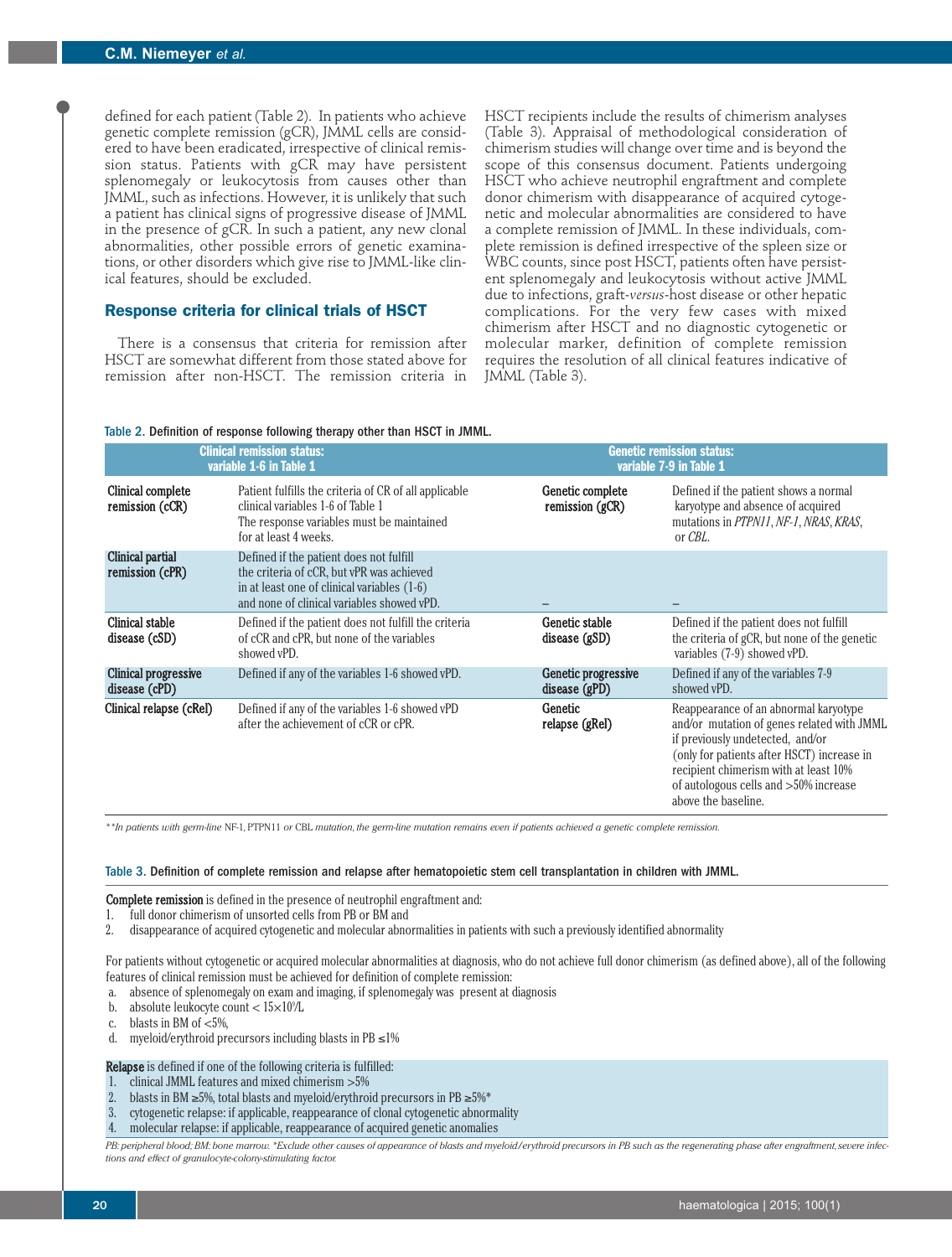defined for each patient (Table 2). In patients who achieve genetic complete remission (gCR), JMML cells are considered to have been eradicated, irrespective of clinical remission status. Patients with gCR may have persistent splenomegaly or leukocytosis from causes other than JMML, such as infections. However, it is unlikely that such a patient has clinical signs of progressive disease of JMML in the presence of gCR. In such a patient, any new clonal abnormalities, other possible errors of genetic examinations, or other disorders which give rise to JMML-like clinical features, should be excluded.

## Response criteria for clinical trials of HSCT

There is a consensus that criteria for remission after HSCT are somewhat different from those stated above for remission after non-HSCT. The remission criteria in HSCT recipients include the results of chimerism analyses (Table 3). Appraisal of methodological consideration of chimerism studies will change over time and is beyond the scope of this consensus document. Patients undergoing HSCT who achieve neutrophil engraftment and complete donor chimerism with disappearance of acquired cytogenetic and molecular abnormalities are considered to have a complete remission of JMML. In these individuals, complete remission is defined irrespective of the spleen size or WBC counts, since post HSCT, patients often have persistent splenomegaly and leukocytosis without active JMML due to infections, graft-*versus*-host disease or other hepatic complications. For the very few cases with mixed chimerism after HSCT and no diagnostic cytogenetic or molecular marker, definition of complete remission requires the resolution of all clinical features indicative of JMML (Table 3).

Table 2. Definition of response following therapy other than HSCT in JMML.

| Clinical remission status: variable 1-6 in Table 1 | | Genetic remission status: variable 7-9 in Table 1 | |
|---|---|---|---|
| Clinical complete remission (cCR) | Patient fulfills the criteria of CR of all applicable clinical variables 1-6 of Table 1. The response variables must be maintained for at least 4 weeks. | Genetic complete remission (gCR) | Defined if the patient shows a normal karyotype and absence of acquired mutations in *PTPN11*, *NF-1*, *NRAS*, *KRAS*, or *CBL*. |
| Clinical partial remission (cPR) | Defined if the patient does not fulfill the criteria of cCR, but vPR was achieved in at least one of clinical variables (1-6) and none of clinical variables showed vPD. | – | – |
| Clinical stable disease (cSD) | Defined if the patient does not fulfill the criteria of cCR and cPR, but none of the variables showed vPD. | Genetic stable disease (gSD) | Defined if the patient does not fulfill the criteria of gCR, but none of the genetic variables (7-9) showed vPD. |
| Clinical progressive disease (cPD) | Defined if any of the variables 1-6 showed vPD. | Genetic progressive disease (gPD) | Defined if any of the variables 7-9 showed vPD. |
| Clinical relapse (cRel) | Defined if any of the variables 1-6 showed vPD after the achievement of cCR or cPR. | Genetic relapse (gRel) | Reappearance of an abnormal karyotype and/or mutation of genes related with JMML if previously undetected, and/or (only for patients after HSCT) increase in recipient chimerism with at least 10% of autologous cells and >50% increase above the baseline. |

*\*\*In patients with germ-line NF-1, PTPN11 or CBL mutation, the germ-line mutation remains even if patients achieved a genetic complete remission.*

Table 3. Definition of complete remission and relapse after hematopoietic stem cell transplantation in children with JMML.

**Complete remission** is defined in the presence of neutrophil engraftment and:
1. full donor chimerism of unsorted cells from PB or BM and
2. disappearance of acquired cytogenetic and molecular abnormalities in patients with such a previously identified abnormality

For patients without cytogenetic or acquired molecular abnormalities at diagnosis, who do not achieve full donor chimerism (as defined above), all of the following features of clinical remission must be achieved for definition of complete remission:

a. absence of splenomegaly on exam and imaging, if splenomegaly was present at diagnosis
b. absolute leukocyte count < $15\times10^9$/L
c. blasts in BM of <5%,
d. myeloid/erythroid precursors including blasts in PB ≤1%

**Relapse** is defined if one of the following criteria is fulfilled:
1. clinical JMML features and mixed chimerism >5%
2. blasts in BM ≥5%, total blasts and myeloid/erythroid precursors in PB ≥5%*
3. cytogenetic relapse: if applicable, reappearance of clonal cytogenetic abnormality
4. molecular relapse: if applicable, reappearance of acquired genetic anomalies

*PB: peripheral blood; BM: bone marrow. \*Exclude other causes of appearance of blasts and myeloid/erythroid precursors in PB such as the regenerating phase after engraftment, severe infections and effect of granulocyte-colony-stimulating factor.*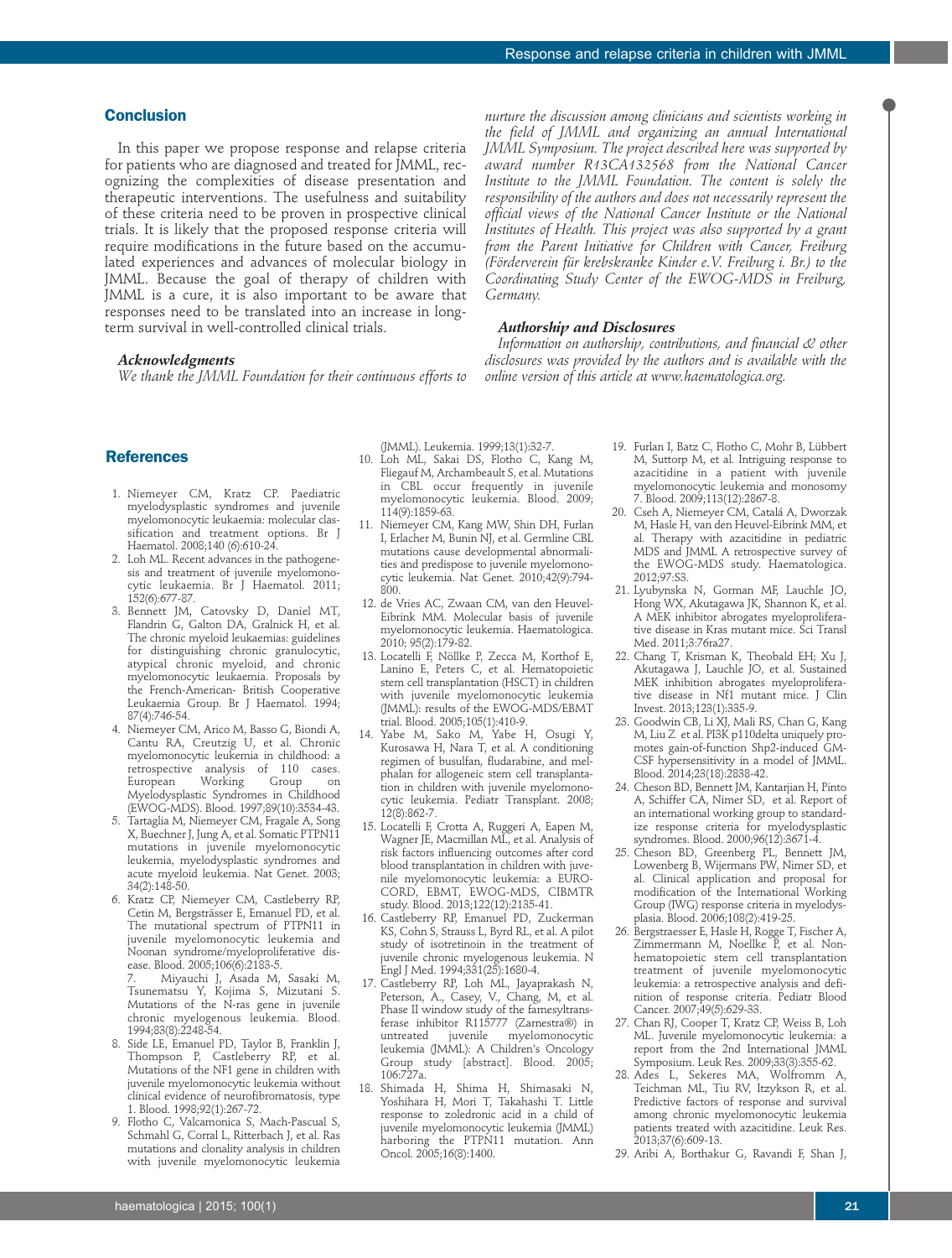## Conclusion

In this paper we propose response and relapse criteria for patients who are diagnosed and treated for JMML, recognizing the complexities of disease presentation and therapeutic interventions. The usefulness and suitability of these criteria need to be proven in prospective clinical trials. It is likely that the proposed response criteria will require modifications in the future based on the accumulated experiences and advances of molecular biology in JMML. Because the goal of therapy of children with JMML is a cure, it is also important to be aware that responses need to be translated into an increase in long-term survival in well-controlled clinical trials.

### *Acknowledgments*

*We thank the JMML Foundation for their continuous efforts to nurture the discussion among clinicians and scientists working in the field of JMML and organizing an annual International JMML Symposium. The project described here was supported by award number R13CA132568 from the National Cancer Institute to the JMML Foundation. The content is solely the responsibility of the authors and does not necessarily represent the official views of the National Cancer Institute or the National Institutes of Health. This project was also supported by a grant from the Parent Initiative for Children with Cancer, Freiburg (Förderverein für krebskranke Kinder e.V. Freiburg i. Br.) to the Coordinating Study Center of the EWOG-MDS in Freiburg, Germany.*

### *Authorship and Disclosures*

*Information on authorship, contributions, and financial & other disclosures was provided by the authors and is available with the online version of this article at www.haematologica.org.*

## References

1. Niemeyer CM, Kratz CP. Paediatric myelodysplastic syndromes and juvenile myelomonocytic leukaemia: molecular classification and treatment options. Br J Haematol. 2008;140 (6):610-24.
2. Loh ML. Recent advances in the pathogenesis and treatment of juvenile myelomonocytic leukaemia. Br J Haematol. 2011; 152(6):677-87.
3. Bennett JM, Catovsky D, Daniel MT, Flandrin G, Galton DA, Gralnick H, et al. The chronic myeloid leukaemias: guidelines for distinguishing chronic granulocytic, atypical chronic myeloid, and chronic myelomonocytic leukaemia. Proposals by the French-American- British Cooperative Leukaemia Group. Br J Haematol. 1994; 87(4):746-54.
4. Niemeyer CM, Arico M, Basso G, Biondi A, Cantu RA, Creutzig U, et al. Chronic myelomonocytic leukemia in childhood: a retrospective analysis of 110 cases. European Working Group on Myelodysplastic Syndromes in Childhood (EWOG-MDS). Blood. 1997;89(10):3534-43.
5. Tartaglia M, Niemeyer CM, Fragale A, Song X, Buechner J, Jung A, et al. Somatic PTPN11 mutations in juvenile myelomonocytic leukemia, myelodysplastic syndromes and acute myeloid leukemia. Nat Genet. 2003; 34(2):148-50.
6. Kratz CP, Niemeyer CM, Castleberry RP, Cetin M, Bergsträsser E, Emanuel PD, et al. The mutational spectrum of PTPN11 in juvenile myelomonocytic leukemia and Noonan syndrome/myeloproliferative disease. Blood. 2005;106(6):2183-5.
7. Miyauchi J, Asada M, Sasaki M, Tsunematsu Y, Kojima S, Mizutani S. Mutations of the N-ras gene in juvenile chronic myelogenous leukemia. Blood. 1994;83(8):2248-54.
8. Side LE, Emanuel PD, Taylor B, Franklin J, Thompson P, Castleberry RP, et al. Mutations of the NF1 gene in children with juvenile myelomonocytic leukemia without clinical evidence of neurofibromatosis, type 1. Blood. 1998;92(1):267-72.
9. Flotho C, Valcamonica S, Mach-Pascual S, Schmahl G, Corral L, Ritterbach J, et al. Ras mutations and clonality analysis in children with juvenile myelomonocytic leukemia (JMML). Leukemia. 1999;13(1):32-7.
10. Loh ML, Sakai DS, Flotho C, Kang M, Fliegauf M, Archambeault S, et al. Mutations in CBL occur frequently in juvenile myelomonocytic leukemia. Blood. 2009; 114(9):1859-63.
11. Niemeyer CM, Kang MW, Shin DH, Furlan I, Erlacher M, Bunin NJ, et al. Germline CBL mutations cause developmental abnormalities and predispose to juvenile myelomonocytic leukemia. Nat Genet. 2010;42(9):794-800.
12. de Vries AC, Zwaan CM, van den Heuvel-Eibrink MM. Molecular basis of juvenile myelomonocytic leukemia. Haematologica. 2010; 95(2):179-82.
13. Locatelli F, Nöllke P, Zecca M, Korthof E, Lanino E, Peters C, et al. Hematopoietic stem cell transplantation (HSCT) in children with juvenile myelomonocytic leukemia (JMML): results of the EWOG-MDS/EBMT trial. Blood. 2005;105(1):410-9.
14. Yabe M, Sako M, Yabe H, Osugi Y, Kurosawa H, Nara T, et al. A conditioning regimen of busulfan, fludarabine, and melphalan for allogeneic stem cell transplantation in children with juvenile myelomonocytic leukemia. Pediatr Transplant. 2008; 12(8):862-7.
15. Locatelli F, Crotta A, Ruggeri A, Eapen M, Wagner JE, Macmillan ML, et al. Analysis of risk factors influencing outcomes after cord blood transplantation in children with juvenile myelomonocytic leukemia: a EUROCORD, EBMT, EWOG-MDS, CIBMTR study. Blood. 2013;122(12):2135-41.
16. Castleberry RP, Emanuel PD, Zuckerman KS, Cohn S, Strauss L, Byrd RL, et al. A pilot study of isotretinoin in the treatment of juvenile chronic myelogenous leukemia. N Engl J Med. 1994;331(25):1680-4.
17. Castleberry RP, Loh ML, Jayaprakash N, Peterson, A., Casey, V., Chang, M, et al. Phase II window study of the farnesyltransferase inhibitor R115777 (Zarnestra®) in untreated juvenile myelomonocytic leukemia (JMML): A Children's Oncology Group study [abstract]. Blood. 2005; 106:727a.
18. Shimada H, Shima H, Shimasaki N, Yoshihara H, Mori T, Takahashi T. Little response to zoledronic acid in a child of juvenile myelomonocytic leukemia (JMML) harboring the PTPN11 mutation. Ann Oncol. 2005;16(8):1400.
19. Furlan I, Batz C, Flotho C, Mohr B, Lübbert M, Suttorp M, et al. Intriguing response to azacitidine in a patient with juvenile myelomonocytic leukemia and monosomy 7. Blood. 2009;113(12):2867-8.
20. Cseh A, Niemeyer CM, Catalá A, Dworzak M, Hasle H, van den Heuvel-Eibrink MM, et al. Therapy with azacitidine in pediatric MDS and JMML A retrospective survey of the EWOG-MDS study. Haematologica. 2012;97:S3.
21. Lyubynska N, Gorman MF, Lauchle JO, Hong WX, Akutagawa JK, Shannon K, et al. A MEK inhibitor abrogates myeloproliferative disease in Kras mutant mice. Sci Transl Med. 2011;3:76ra27.
22. Chang T, Krisman K, Theobald EH; Xu J, Akutagawa J, Lauchle JO, et al. Sustained MEK inhibition abrogates myeloproliferative disease in Nf1 mutant mice. J Clin Invest. 2013;123(1):335-9.
23. Goodwin CB, Li XJ, Mali RS, Chan G, Kang M, Liu Z et al. PI3K p110delta uniquely promotes gain-of-function Shp2-induced GM-CSF hypersensitivity in a model of JMML. Blood. 2014;23(18):2838-42.
24. Cheson BD, Bennett JM, Kantarjian H, Pinto A, Schiffer CA, Nimer SD, et al. Report of an international working group to standardize response criteria for myelodysplastic syndromes. Blood. 2000;96(12):3671-4.
25. Cheson BD, Greenberg PL, Bennett JM, Lowenberg B, Wijermans PW, Nimer SD, et al. Clinical application and proposal for modification of the International Working Group (IWG) response criteria in myelodysplasia. Blood. 2006;108(2):419-25.
26. Bergstraesser E, Hasle H, Rogge T, Fischer A, Zimmermann M, Noellke P, et al. Non-hematopoietic stem cell transplantation treatment of juvenile myelomonocytic leukemia: a retrospective analysis and definition of response criteria. Pediatr Blood Cancer. 2007;49(5):629-33.
27. Chan RJ, Cooper T, Kratz CP, Weiss B, Loh ML. Juvenile myelomonocytic leukemia: a report from the 2nd International JMML Symposium. Leuk Res. 2009;33(3):355-62.
28. Ades L, Sekeres MA, Wolfromm A, Teichman ML, Tiu RV, Itzykson R, et al. Predictive factors of response and survival among chronic myelomonocytic leukemia patients treated with azacitidine. Leuk Res. 2013;37(6):609-13.
29. Aribi A, Borthakur G, Ravandi F, Shan J,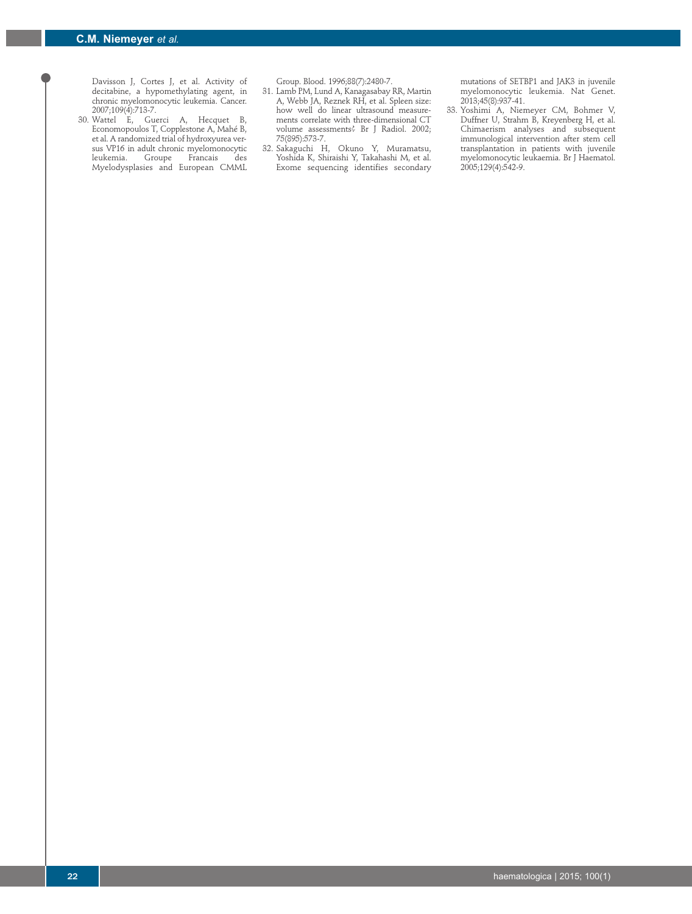Davisson J, Cortes J, et al. Activity of decitabine, a hypomethylating agent, in chronic myelomonocytic leukemia. Cancer. 2007;109(4):713-7.

30. Wattel E, Guerci A, Hecquet B, Economopoulos T, Copplestone A, Mahé B, et al. A randomized trial of hydroxyurea versus VP16 in adult chronic myelomonocytic leukemia. Groupe Francais des Myelodysplasies and European CMML Group. Blood. 1996;88(7):2480-7.
31. Lamb PM, Lund A, Kanagasabay RR, Martin A, Webb JA, Reznek RH, et al. Spleen size: how well do linear ultrasound measurements correlate with three-dimensional CT volume assessments? Br J Radiol. 2002; 75(895):573-7.
32. Sakaguchi H, Okuno Y, Muramatsu, Yoshida K, Shiraishi Y, Takahashi M, et al. Exome sequencing identifies secondary mutations of SETBP1 and JAK3 in juvenile myelomonocytic leukemia. Nat Genet. 2013;45(8):937-41.
33. Yoshimi A, Niemeyer CM, Bohmer V, Duffner U, Strahm B, Kreyenberg H, et al. Chimaerism analyses and subsequent immunological intervention after stem cell transplantation in patients with juvenile myelomonocytic leukaemia. Br J Haematol. 2005;129(4):542-9.